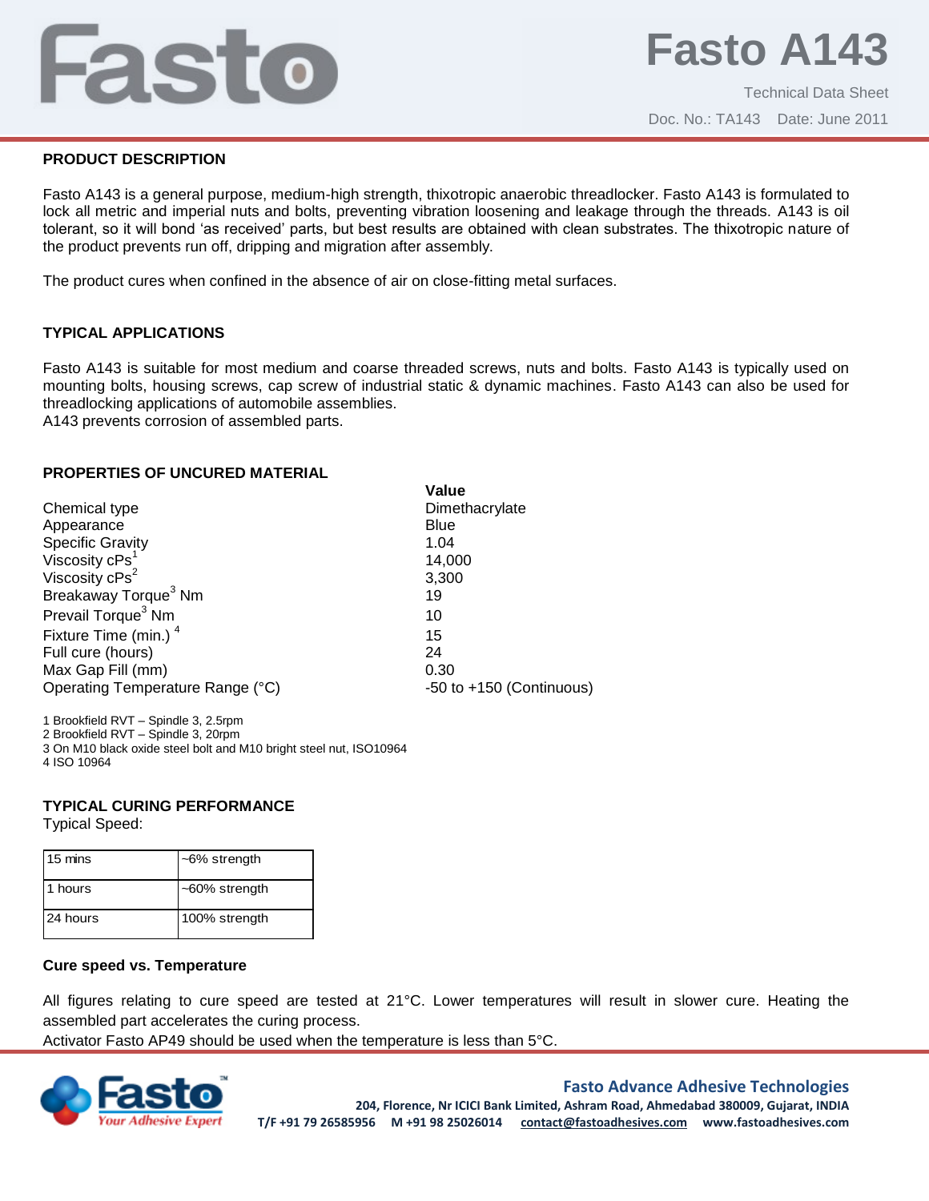# Fasto A143

Technical Data Sheet

Doc. No.: TA143 Date: June 2011

## PRODUCT DESCRIPTION

Fasto A143 is a general purpose, medium-high strength, thixotropic anaerobic threadlocker. Fasto A143 is formulated to lock all metric and imperial nuts and bolts, preventing vibration loosening and leakage through the threads. A143 is oil tolerant, so it will bond 'as received' parts, but best results are obtained with clean substrates. The thixotropic nature of the product prevents run off, dripping and migration after assembly.

The product cures when confined in the absence of air on close-fitting metal surfaces.

## TYPICAL APPLICATIONS

Fasto A143 is suitable for most medium and coarse threaded screws, nuts and bolts. Fasto A143 is typically used on mounting bolts, housing screws, cap screw of industrial static & dynamic machines. Fasto A143 can also be used for threadlocking applications of automobile assemblies.
A143 prevents corrosion of assembled parts.

## PROPERTIES OF UNCURED MATERIAL

| | Value |
|---|---|
| Chemical type | Dimethacrylate |
| Appearance | Blue |
| Specific Gravity | 1.04 |
| Viscosity cPs[1] | 14,000 |
| Viscosity cPs[2] | 3,300 |
| Breakaway Torque[3] Nm | 19 |
| Prevail Torque[3] Nm | 10 |
| Fixture Time (min.) [4] | 15 |
| Full cure (hours) | 24 |
| Max Gap Fill (mm) | 0.30 |
| Operating Temperature Range (°C) | -50 to +150 (Continuous) |

1 Brookfield RVT – Spindle 3, 2.5rpm
2 Brookfield RVT – Spindle 3, 20rpm
3 On M10 black oxide steel bolt and M10 bright steel nut, ISO10964
4 ISO 10964

## TYPICAL CURING PERFORMANCE

Typical Speed:

| | |
|---|---|
| 15 mins | ~6% strength |
| 1 hours | ~60% strength |
| 24 hours | 100% strength |

### Cure speed vs. Temperature

All figures relating to cure speed are tested at 21°C. Lower temperatures will result in slower cure. Heating the assembled part accelerates the curing process.
Activator Fasto AP49 should be used when the temperature is less than 5°C.

**Fasto Advance Adhesive Technologies**
204, Florence, Nr ICICI Bank Limited, Ashram Road, Ahmedabad 380009, Gujarat, INDIA
T/F +91 79 26585956 M +91 98 25026014 contact@fastoadhesives.com www.fastoadhesives.com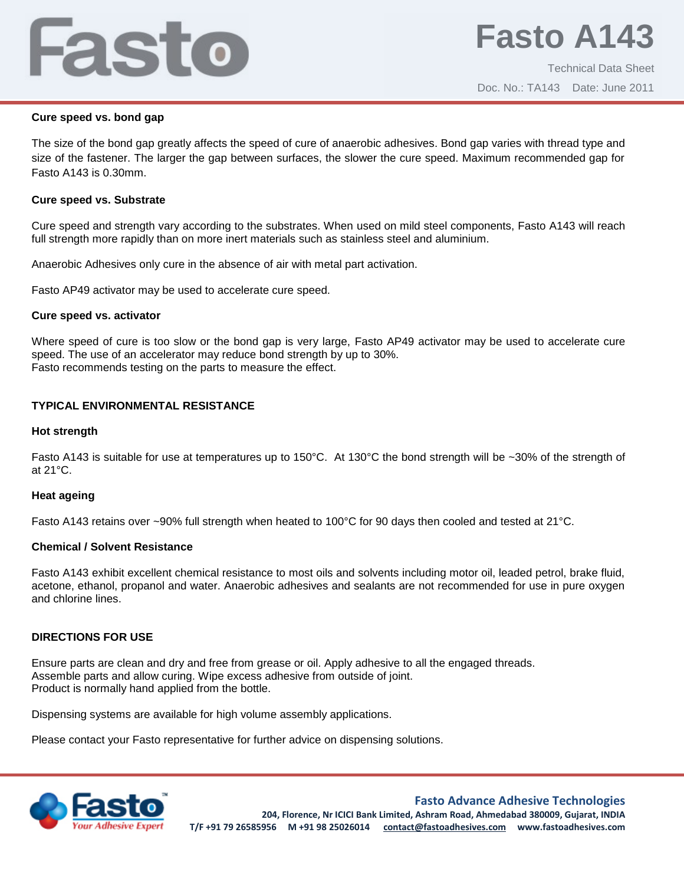**Cure speed vs. bond gap**

The size of the bond gap greatly affects the speed of cure of anaerobic adhesives. Bond gap varies with thread type and size of the fastener. The larger the gap between surfaces, the slower the cure speed. Maximum recommended gap for Fasto A143 is 0.30mm.

**Cure speed vs. Substrate**

Cure speed and strength vary according to the substrates. When used on mild steel components, Fasto A143 will reach full strength more rapidly than on more inert materials such as stainless steel and aluminium.

Anaerobic Adhesives only cure in the absence of air with metal part activation.

Fasto AP49 activator may be used to accelerate cure speed.

**Cure speed vs. activator**

Where speed of cure is too slow or the bond gap is very large, Fasto AP49 activator may be used to accelerate cure speed. The use of an accelerator may reduce bond strength by up to 30%.
Fasto recommends testing on the parts to measure the effect.

## TYPICAL ENVIRONMENTAL RESISTANCE

**Hot strength**

Fasto A143 is suitable for use at temperatures up to 150°C. At 130°C the bond strength will be ~30% of the strength of at 21°C.

**Heat ageing**

Fasto A143 retains over ~90% full strength when heated to 100°C for 90 days then cooled and tested at 21°C.

**Chemical / Solvent Resistance**

Fasto A143 exhibit excellent chemical resistance to most oils and solvents including motor oil, leaded petrol, brake fluid, acetone, ethanol, propanol and water. Anaerobic adhesives and sealants are not recommended for use in pure oxygen and chlorine lines.

## DIRECTIONS FOR USE

Ensure parts are clean and dry and free from grease or oil. Apply adhesive to all the engaged threads.
Assemble parts and allow curing. Wipe excess adhesive from outside of joint.
Product is normally hand applied from the bottle.

Dispensing systems are available for high volume assembly applications.

Please contact your Fasto representative for further advice on dispensing solutions.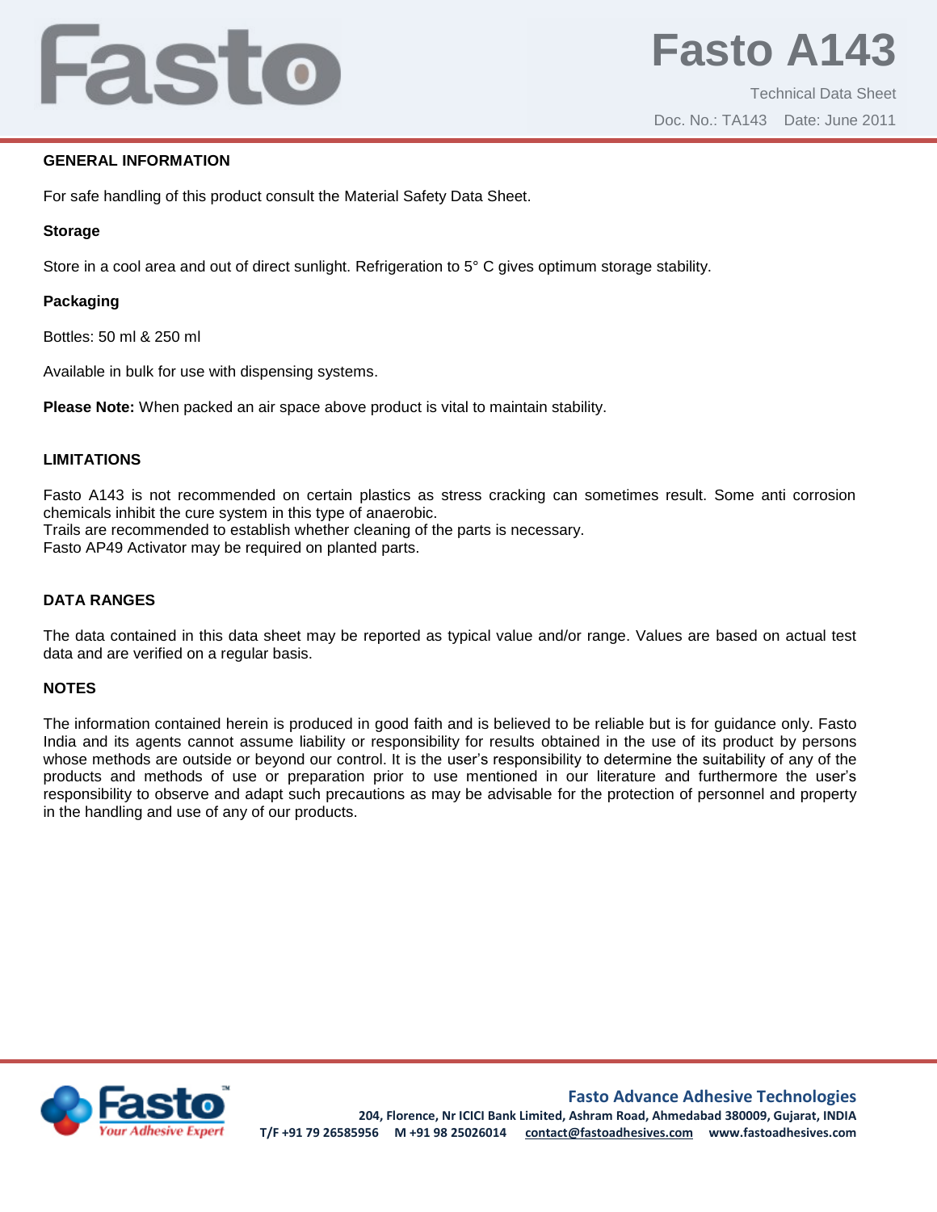## GENERAL INFORMATION

For safe handling of this product consult the Material Safety Data Sheet.

**Storage**

Store in a cool area and out of direct sunlight. Refrigeration to 5° C gives optimum storage stability.

**Packaging**

Bottles: 50 ml & 250 ml

Available in bulk for use with dispensing systems.

**Please Note:** When packed an air space above product is vital to maintain stability.

## LIMITATIONS

Fasto A143 is not recommended on certain plastics as stress cracking can sometimes result. Some anti corrosion chemicals inhibit the cure system in this type of anaerobic.
Trails are recommended to establish whether cleaning of the parts is necessary.
Fasto AP49 Activator may be required on planted parts.

## DATA RANGES

The data contained in this data sheet may be reported as typical value and/or range. Values are based on actual test data and are verified on a regular basis.

## NOTES

The information contained herein is produced in good faith and is believed to be reliable but is for guidance only. Fasto India and its agents cannot assume liability or responsibility for results obtained in the use of its product by persons whose methods are outside or beyond our control. It is the user's responsibility to determine the suitability of any of the products and methods of use or preparation prior to use mentioned in our literature and furthermore the user's responsibility to observe and adapt such precautions as may be advisable for the protection of personnel and property in the handling and use of any of our products.